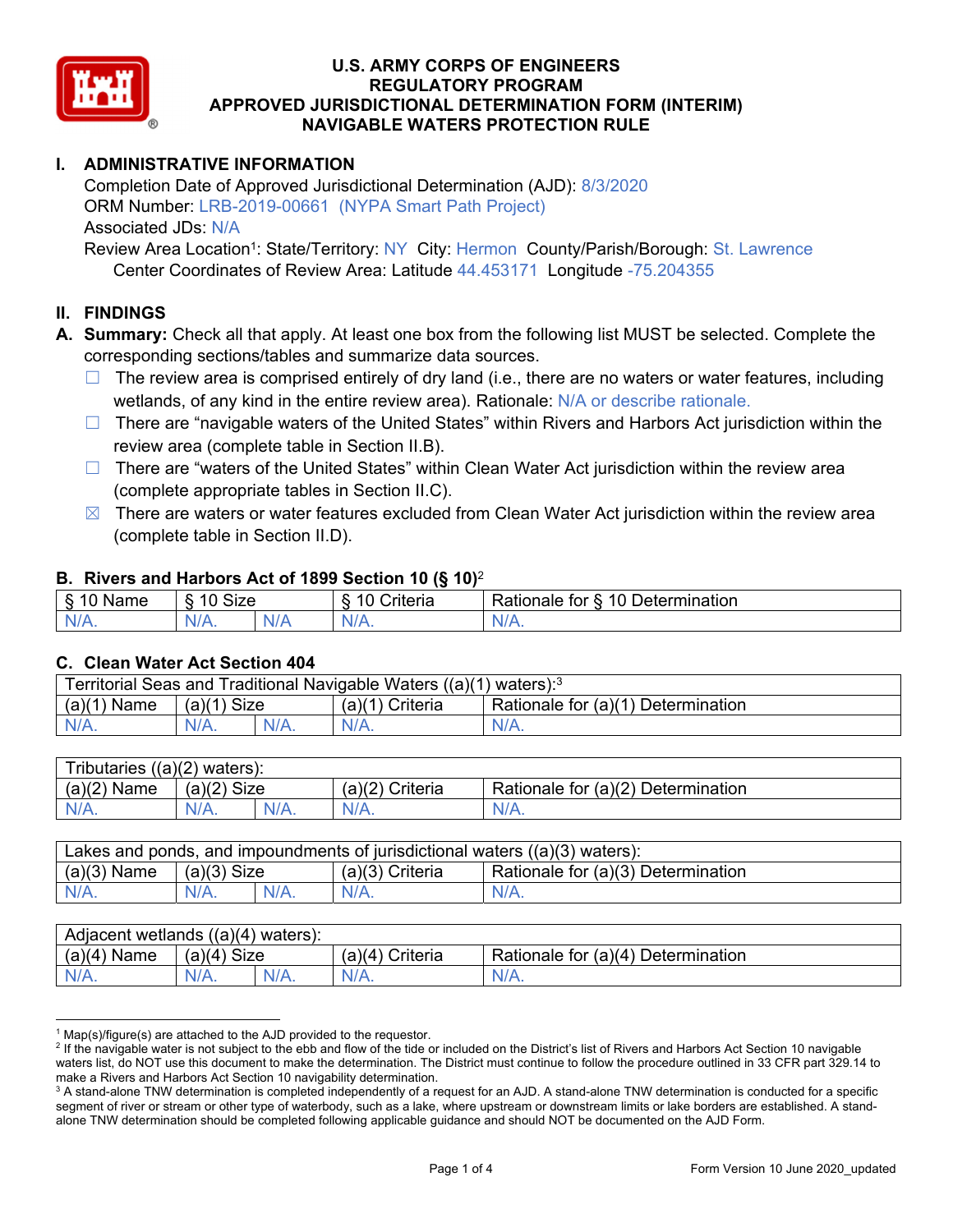# U.S. ARMY CORPS OF ENGINEERS
# REGULATORY PROGRAM
# APPROVED JURISDICTIONAL DETERMINATION FORM (INTERIM)
# NAVIGABLE WATERS PROTECTION RULE

## I. ADMINISTRATIVE INFORMATION

Completion Date of Approved Jurisdictional Determination (AJD): 8/3/2020
ORM Number: LRB-2019-00661 (NYPA Smart Path Project)
Associated JDs: N/A
Review Area Location[1]: State/Territory: NY City: Hermon County/Parish/Borough: St. Lawrence
Center Coordinates of Review Area: Latitude 44.453171 Longitude -75.204355

## II. FINDINGS

**A. Summary:** Check all that apply. At least one box from the following list MUST be selected. Complete the corresponding sections/tables and summarize data sources.

- ☐ The review area is comprised entirely of dry land (i.e., there are no waters or water features, including wetlands, of any kind in the entire review area). Rationale: N/A or describe rationale.
- ☐ There are "navigable waters of the United States" within Rivers and Harbors Act jurisdiction within the review area (complete table in Section II.B).
- ☐ There are "waters of the United States" within Clean Water Act jurisdiction within the review area (complete appropriate tables in Section II.C).
- ☒ There are waters or water features excluded from Clean Water Act jurisdiction within the review area (complete table in Section II.D).

### B. Rivers and Harbors Act of 1899 Section 10 (§ 10)[2]

| § 10 Name | § 10 Size | | § 10 Criteria | Rationale for § 10 Determination |
|---|---|---|---|---|
| N/A. | N/A. | N/A | N/A. | N/A. |

### C. Clean Water Act Section 404

| Territorial Seas and Traditional Navigable Waters ((a)(1) waters):[3] | | | | |
|---|---|---|---|---|
| (a)(1) Name | (a)(1) Size | | (a)(1) Criteria | Rationale for (a)(1) Determination |
| N/A. | N/A. | N/A. | N/A. | N/A. |

| Tributaries ((a)(2) waters): | | | | |
|---|---|---|---|---|
| (a)(2) Name | (a)(2) Size | | (a)(2) Criteria | Rationale for (a)(2) Determination |
| N/A. | N/A. | N/A. | N/A. | N/A. |

| Lakes and ponds, and impoundments of jurisdictional waters ((a)(3) waters): | | | | |
|---|---|---|---|---|
| (a)(3) Name | (a)(3) Size | | (a)(3) Criteria | Rationale for (a)(3) Determination |
| N/A. | N/A. | N/A. | N/A. | N/A. |

| Adjacent wetlands ((a)(4) waters): | | | | |
|---|---|---|---|---|
| (a)(4) Name | (a)(4) Size | | (a)(4) Criteria | Rationale for (a)(4) Determination |
| N/A. | N/A. | N/A. | N/A. | N/A. |

---

[1] Map(s)/figure(s) are attached to the AJD provided to the requestor.
[2] If the navigable water is not subject to the ebb and flow of the tide or included on the District's list of Rivers and Harbors Act Section 10 navigable waters list, do NOT use this document to make the determination. The District must continue to follow the procedure outlined in 33 CFR part 329.14 to make a Rivers and Harbors Act Section 10 navigability determination.
[3] A stand-alone TNW determination is completed independently of a request for an AJD. A stand-alone TNW determination is conducted for a specific segment of river or stream or other type of waterbody, such as a lake, where upstream or downstream limits or lake borders are established. A stand-alone TNW determination should be completed following applicable guidance and should NOT be documented on the AJD Form.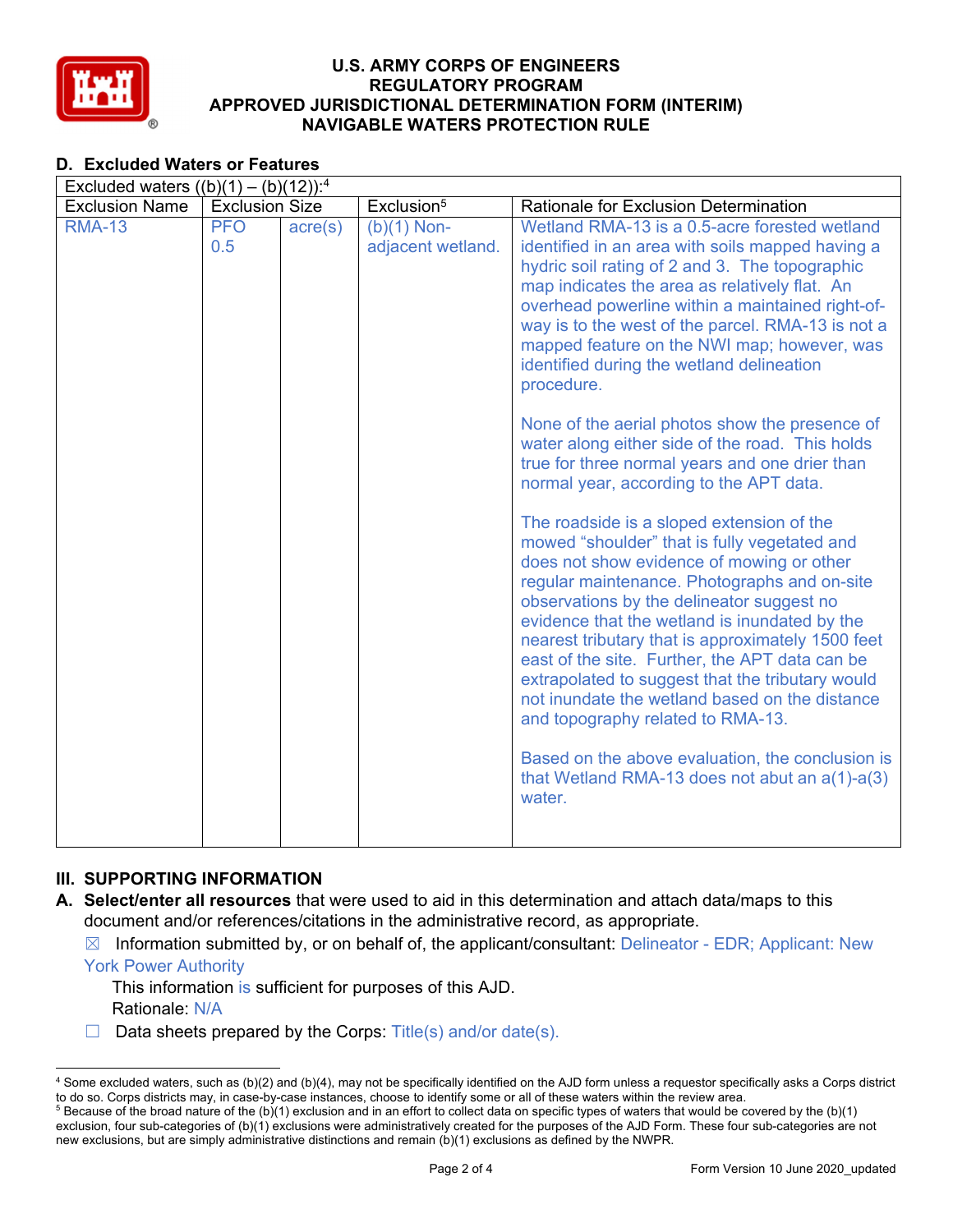## D. Excluded Waters or Features

| Excluded waters ((b)(1) – (b)(12)):[4] | | | | |
|---|---|---|---|---|
| Exclusion Name | Exclusion Size | | Exclusion[5] | Rationale for Exclusion Determination |
| RMA-13 | PFO 0.5 | acre(s) | (b)(1) Non-adjacent wetland. | Wetland RMA-13 is a 0.5-acre forested wetland identified in an area with soils mapped having a hydric soil rating of 2 and 3. The topographic map indicates the area as relatively flat. An overhead powerline within a maintained right-of-way is to the west of the parcel. RMA-13 is not a mapped feature on the NWI map; however, was identified during the wetland delineation procedure.<br><br>None of the aerial photos show the presence of water along either side of the road. This holds true for three normal years and one drier than normal year, according to the APT data.<br><br>The roadside is a sloped extension of the mowed "shoulder" that is fully vegetated and does not show evidence of mowing or other regular maintenance. Photographs and on-site observations by the delineator suggest no evidence that the wetland is inundated by the nearest tributary that is approximately 1500 feet east of the site. Further, the APT data can be extrapolated to suggest that the tributary would not inundate the wetland based on the distance and topography related to RMA-13.<br><br>Based on the above evaluation, the conclusion is that Wetland RMA-13 does not abut an a(1)-a(3) water. |

## III. SUPPORTING INFORMATION

**A. Select/enter all resources** that were used to aid in this determination and attach data/maps to this document and/or references/citations in the administrative record, as appropriate.

☒ Information submitted by, or on behalf of, the applicant/consultant: Delineator - EDR; Applicant: New York Power Authority

This information is sufficient for purposes of this AJD.

Rationale: N/A

☐ Data sheets prepared by the Corps: Title(s) and/or date(s).

---

[4] Some excluded waters, such as (b)(2) and (b)(4), may not be specifically identified on the AJD form unless a requestor specifically asks a Corps district to do so. Corps districts may, in case-by-case instances, choose to identify some or all of these waters within the review area.

[5] Because of the broad nature of the (b)(1) exclusion and in an effort to collect data on specific types of waters that would be covered by the (b)(1) exclusion, four sub-categories of (b)(1) exclusions were administratively created for the purposes of the AJD Form. These four sub-categories are not new exclusions, but are simply administrative distinctions and remain (b)(1) exclusions as defined by the NWPR.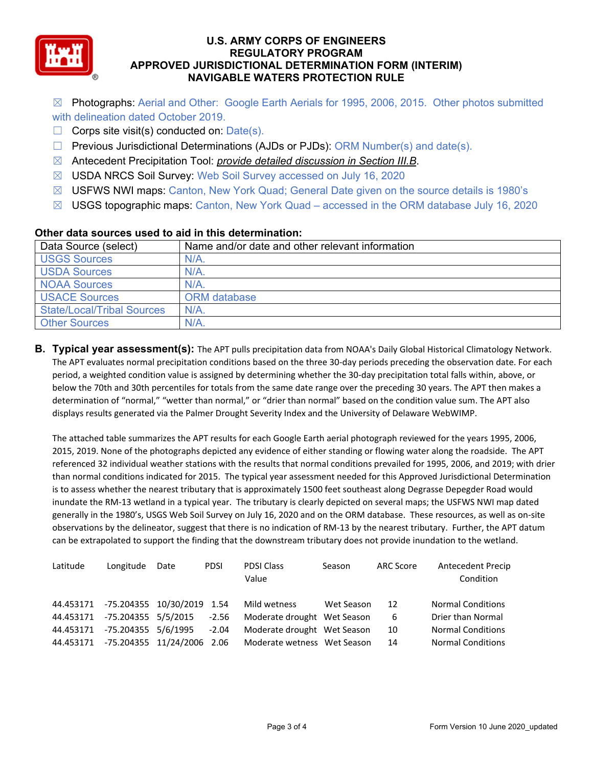☒ Photographs: Aerial and Other: Google Earth Aerials for 1995, 2006, 2015. Other photos submitted with delineation dated October 2019.
☐ Corps site visit(s) conducted on: Date(s).
☐ Previous Jurisdictional Determinations (AJDs or PJDs): ORM Number(s) and date(s).
☒ Antecedent Precipitation Tool: *provide detailed discussion in Section III.B*.
☒ USDA NRCS Soil Survey: Web Soil Survey accessed on July 16, 2020
☒ USFWS NWI maps: Canton, New York Quad; General Date given on the source details is 1980's
☒ USGS topographic maps: Canton, New York Quad – accessed in the ORM database July 16, 2020

### Other data sources used to aid in this determination:

| Data Source (select) | Name and/or date and other relevant information |
|---|---|
| USGS Sources | N/A. |
| USDA Sources | N/A. |
| NOAA Sources | N/A. |
| USACE Sources | ORM database |
| State/Local/Tribal Sources | N/A. |
| Other Sources | N/A. |

**B. Typical year assessment(s):** The APT pulls precipitation data from NOAA's Daily Global Historical Climatology Network. The APT evaluates normal precipitation conditions based on the three 30-day periods preceding the observation date. For each period, a weighted condition value is assigned by determining whether the 30-day precipitation total falls within, above, or below the 70th and 30th percentiles for totals from the same date range over the preceding 30 years. The APT then makes a determination of "normal," "wetter than normal," or "drier than normal" based on the condition value sum. The APT also displays results generated via the Palmer Drought Severity Index and the University of Delaware WebWIMP.

The attached table summarizes the APT results for each Google Earth aerial photograph reviewed for the years 1995, 2006, 2015, 2019. None of the photographs depicted any evidence of either standing or flowing water along the roadside. The APT referenced 32 individual weather stations with the results that normal conditions prevailed for 1995, 2006, and 2019; with drier than normal conditions indicated for 2015. The typical year assessment needed for this Approved Jurisdictional Determination is to assess whether the nearest tributary that is approximately 1500 feet southeast along Degrasse Depegder Road would inundate the RM-13 wetland in a typical year. The tributary is clearly depicted on several maps; the USFWS NWI map dated generally in the 1980's, USGS Web Soil Survey on July 16, 2020 and on the ORM database. These resources, as well as on-site observations by the delineator, suggest that there is no indication of RM-13 by the nearest tributary. Further, the APT datum can be extrapolated to support the finding that the downstream tributary does not provide inundation to the wetland.

| Latitude | Longitude | Date | PDSI | PDSI Class Value | Season | ARC Score | Antecedent Precip Condition |
|---|---|---|---|---|---|---|---|
| 44.453171 | -75.204355 | 10/30/2019 | 1.54 | Mild wetness | Wet Season | 12 | Normal Conditions |
| 44.453171 | -75.204355 | 5/5/2015 | -2.56 | Moderate drought | Wet Season | 6 | Drier than Normal |
| 44.453171 | -75.204355 | 5/6/1995 | -2.04 | Moderate drought | Wet Season | 10 | Normal Conditions |
| 44.453171 | -75.204355 | 11/24/2006 | 2.06 | Moderate wetness | Wet Season | 14 | Normal Conditions |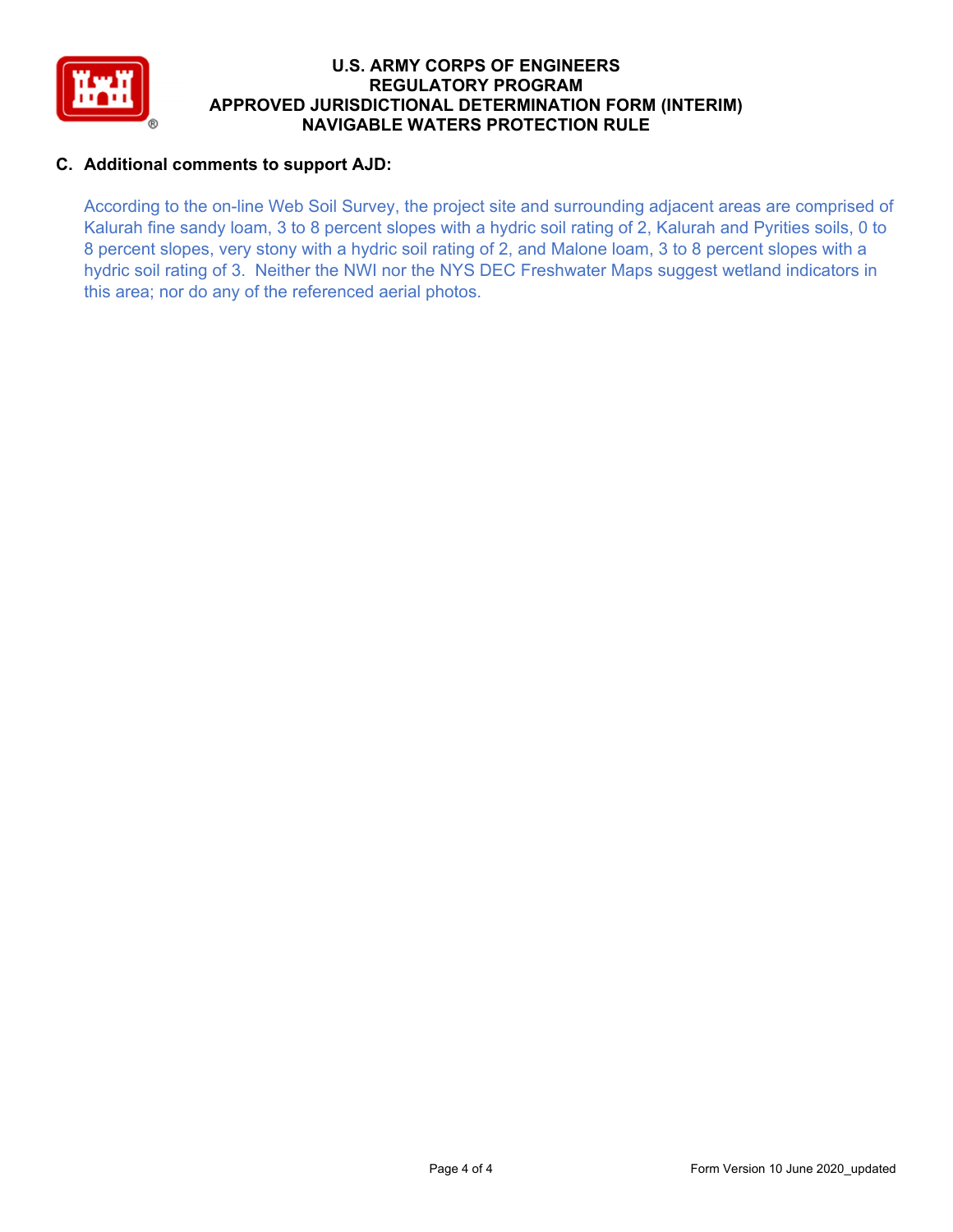## C. Additional comments to support AJD:

According to the on-line Web Soil Survey, the project site and surrounding adjacent areas are comprised of Kalurah fine sandy loam, 3 to 8 percent slopes with a hydric soil rating of 2, Kalurah and Pyrities soils, 0 to 8 percent slopes, very stony with a hydric soil rating of 2, and Malone loam, 3 to 8 percent slopes with a hydric soil rating of 3. Neither the NWI nor the NYS DEC Freshwater Maps suggest wetland indicators in this area; nor do any of the referenced aerial photos.